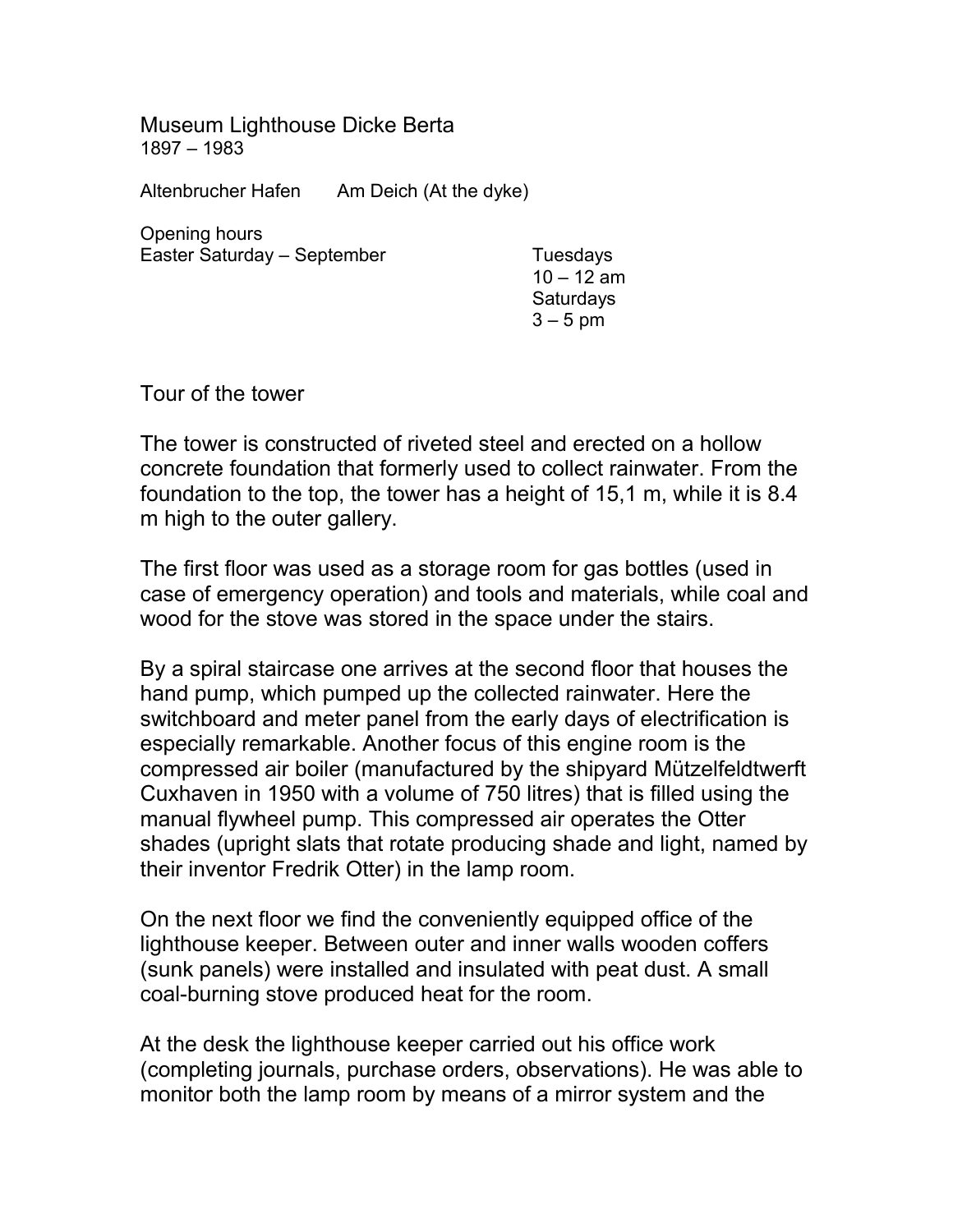# Museum Lighthouse Dicke Berta

1897 – 1983

Altenbrucher Hafen    Am Deich (At the dyke)

Opening hours

| Easter Saturday – September | Tuesdays 10 – 12 am<br>Saturdays 3 – 5 pm |
| --- | --- |

## Tour of the tower

The tower is constructed of riveted steel and erected on a hollow concrete foundation that formerly used to collect rainwater. From the foundation to the top, the tower has a height of 15,1 m, while it is 8.4 m high to the outer gallery.

The first floor was used as a storage room for gas bottles (used in case of emergency operation) and tools and materials, while coal and wood for the stove was stored in the space under the stairs.

By a spiral staircase one arrives at the second floor that houses the hand pump, which pumped up the collected rainwater. Here the switchboard and meter panel from the early days of electrification is especially remarkable. Another focus of this engine room is the compressed air boiler (manufactured by the shipyard Mützelfeldtwerft Cuxhaven in 1950 with a volume of 750 litres) that is filled using the manual flywheel pump. This compressed air operates the Otter shades (upright slats that rotate producing shade and light, named by their inventor Fredrik Otter) in the lamp room.

On the next floor we find the conveniently equipped office of the lighthouse keeper. Between outer and inner walls wooden coffers (sunk panels) were installed and insulated with peat dust. A small coal-burning stove produced heat for the room.

At the desk the lighthouse keeper carried out his office work (completing journals, purchase orders, observations). He was able to monitor both the lamp room by means of a mirror system and the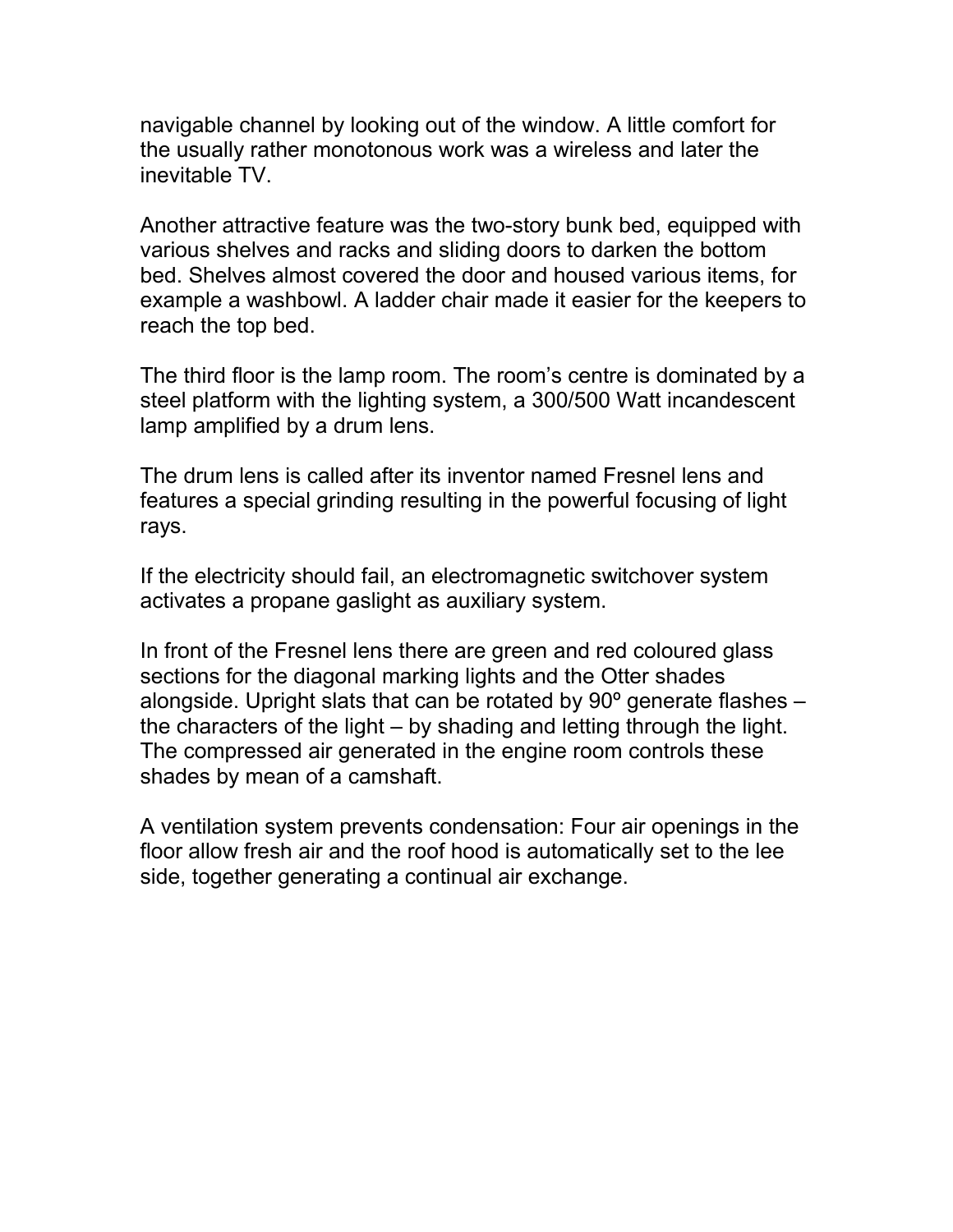navigable channel by looking out of the window. A little comfort for the usually rather monotonous work was a wireless and later the inevitable TV.

Another attractive feature was the two-story bunk bed, equipped with various shelves and racks and sliding doors to darken the bottom bed. Shelves almost covered the door and housed various items, for example a washbowl. A ladder chair made it easier for the keepers to reach the top bed.

The third floor is the lamp room. The room's centre is dominated by a steel platform with the lighting system, a 300/500 Watt incandescent lamp amplified by a drum lens.

The drum lens is called after its inventor named Fresnel lens and features a special grinding resulting in the powerful focusing of light rays.

If the electricity should fail, an electromagnetic switchover system activates a propane gaslight as auxiliary system.

In front of the Fresnel lens there are green and red coloured glass sections for the diagonal marking lights and the Otter shades alongside. Upright slats that can be rotated by 90º generate flashes – the characters of the light – by shading and letting through the light. The compressed air generated in the engine room controls these shades by mean of a camshaft.

A ventilation system prevents condensation: Four air openings in the floor allow fresh air and the roof hood is automatically set to the lee side, together generating a continual air exchange.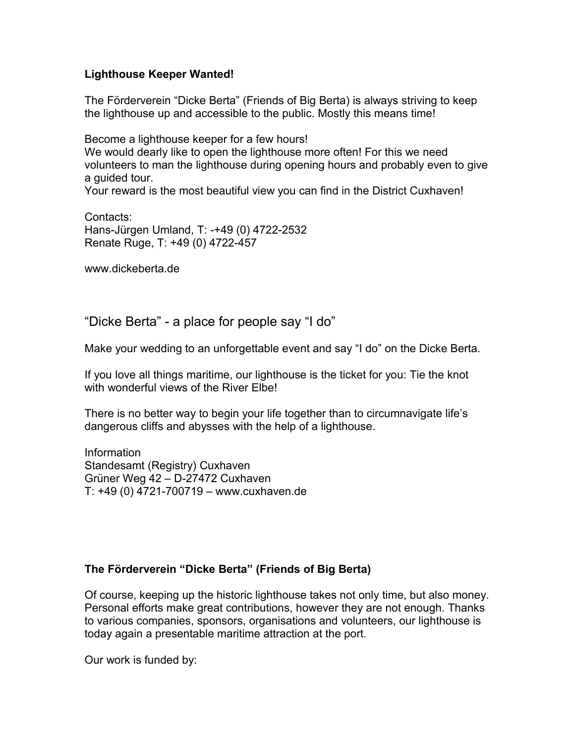**Lighthouse Keeper Wanted!**

The Förderverein “Dicke Berta” (Friends of Big Berta) is always striving to keep the lighthouse up and accessible to the public. Mostly this means time!

Become a lighthouse keeper for a few hours!
We would dearly like to open the lighthouse more often! For this we need volunteers to man the lighthouse during opening hours and probably even to give a guided tour.
Your reward is the most beautiful view you can find in the District Cuxhaven!

Contacts:
Hans-Jürgen Umland, T: -+49 (0) 4722-2532
Renate Ruge, T: +49 (0) 4722-457

www.dickeberta.de

## “Dicke Berta” - a place for people say “I do”

Make your wedding to an unforgettable event and say “I do” on the Dicke Berta.

If you love all things maritime, our lighthouse is the ticket for you: Tie the knot with wonderful views of the River Elbe!

There is no better way to begin your life together than to circumnavigate life’s dangerous cliffs and abysses with the help of a lighthouse.

Information
Standesamt (Registry) Cuxhaven
Grüner Weg 42 – D-27472 Cuxhaven
T: +49 (0) 4721-700719 – www.cuxhaven.de

**The Förderverein “Dicke Berta” (Friends of Big Berta)**

Of course, keeping up the historic lighthouse takes not only time, but also money. Personal efforts make great contributions, however they are not enough. Thanks to various companies, sponsors, organisations and volunteers, our lighthouse is today again a presentable maritime attraction at the port.

Our work is funded by: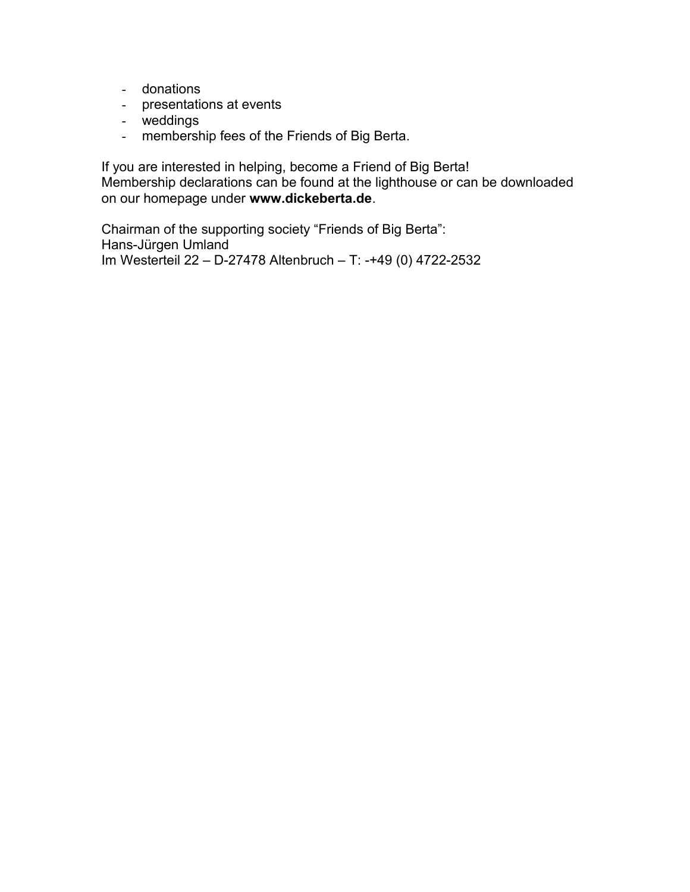- donations
- presentations at events
- weddings
- membership fees of the Friends of Big Berta.

If you are interested in helping, become a Friend of Big Berta!
Membership declarations can be found at the lighthouse or can be downloaded on our homepage under **www.dickeberta.de**.

Chairman of the supporting society “Friends of Big Berta”:
Hans-Jürgen Umland
Im Westerteil 22 – D-27478 Altenbruch – T: -+49 (0) 4722-2532